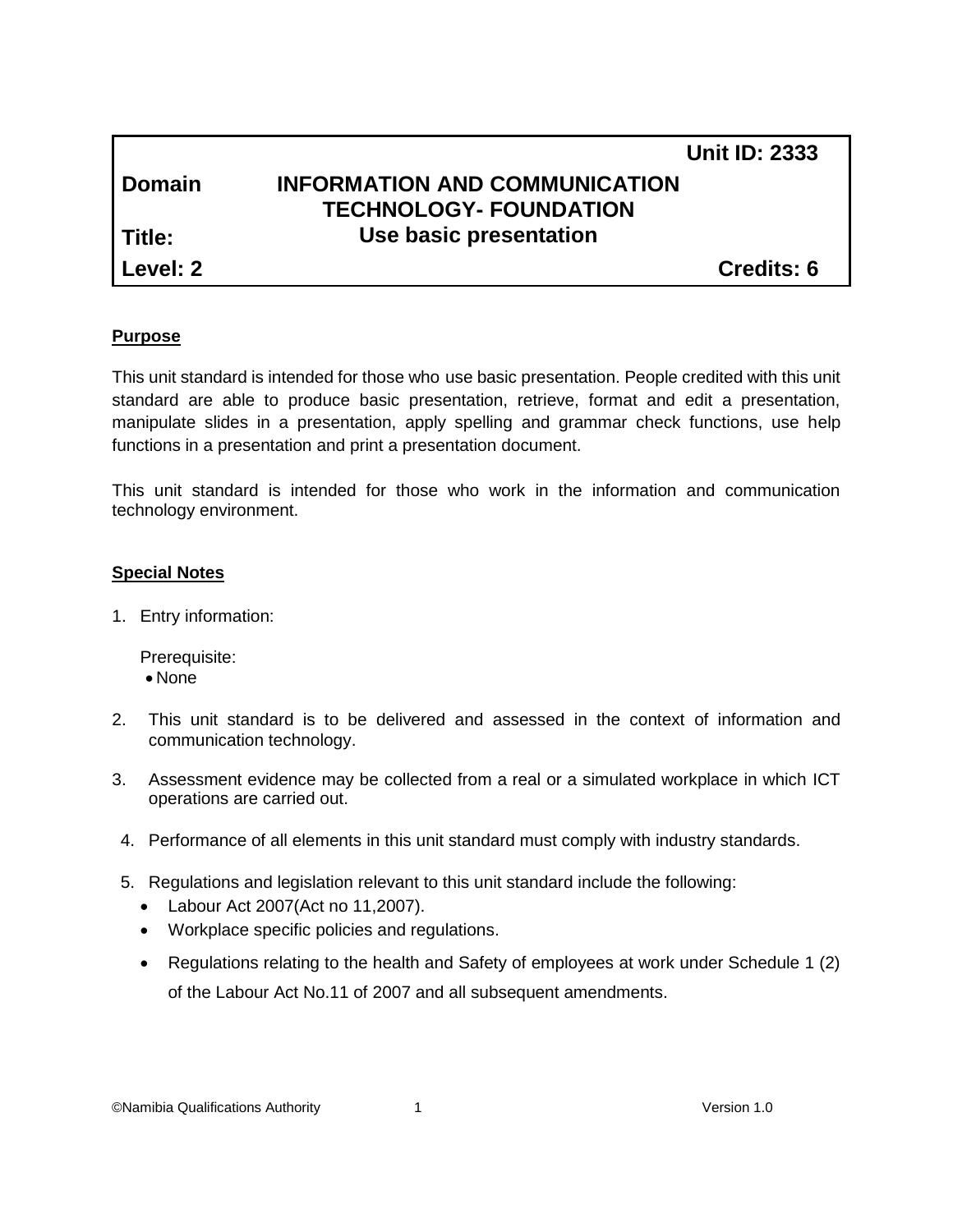| | | |
|---|---|---|
| | | **Unit ID: 2333** |
| **Domain** | **INFORMATION AND COMMUNICATION TECHNOLOGY- FOUNDATION** | |
| **Title:** | **Use basic presentation** | |
| **Level: 2** | | **Credits: 6** |

**Purpose**

This unit standard is intended for those who use basic presentation. People credited with this unit standard are able to produce basic presentation, retrieve, format and edit a presentation, manipulate slides in a presentation, apply spelling and grammar check functions, use help functions in a presentation and print a presentation document.

This unit standard is intended for those who work in the information and communication technology environment.

**Special Notes**

1. Entry information:

   Prerequisite:
   - None

2. This unit standard is to be delivered and assessed in the context of information and communication technology.

3. Assessment evidence may be collected from a real or a simulated workplace in which ICT operations are carried out.

4. Performance of all elements in this unit standard must comply with industry standards.

5. Regulations and legislation relevant to this unit standard include the following:
   - Labour Act 2007(Act no 11,2007).
   - Workplace specific policies and regulations.
   - Regulations relating to the health and Safety of employees at work under Schedule 1 (2) of the Labour Act No.11 of 2007 and all subsequent amendments.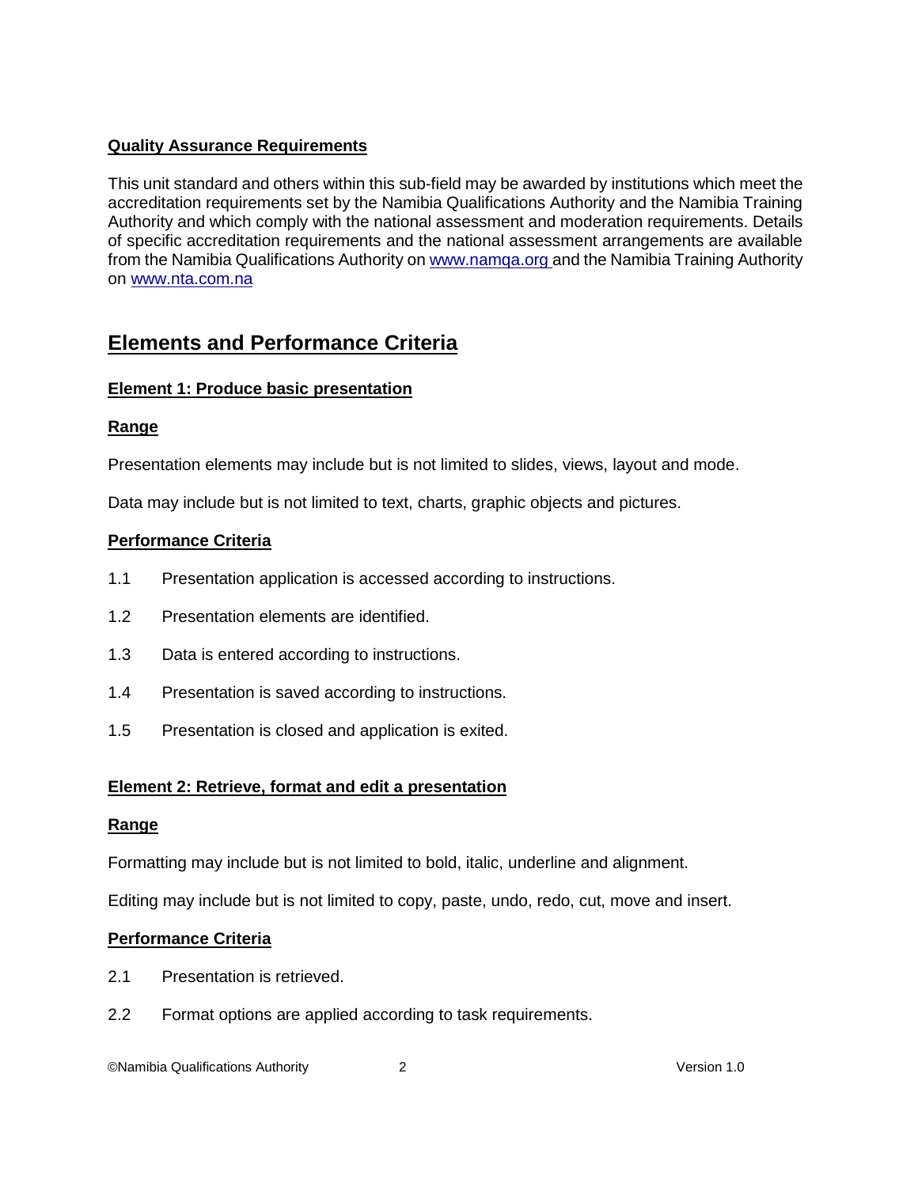**Quality Assurance Requirements**

This unit standard and others within this sub-field may be awarded by institutions which meet the accreditation requirements set by the Namibia Qualifications Authority and the Namibia Training Authority and which comply with the national assessment and moderation requirements. Details of specific accreditation requirements and the national assessment arrangements are available from the Namibia Qualifications Authority on [www.namqa.org](www.namqa.org) and the Namibia Training Authority on [www.nta.com.na](www.nta.com.na)

## Elements and Performance Criteria

### Element 1: Produce basic presentation

**Range**

Presentation elements may include but is not limited to slides, views, layout and mode.

Data may include but is not limited to text, charts, graphic objects and pictures.

**Performance Criteria**

1.1 Presentation application is accessed according to instructions.

1.2 Presentation elements are identified.

1.3 Data is entered according to instructions.

1.4 Presentation is saved according to instructions.

1.5 Presentation is closed and application is exited.

### Element 2: Retrieve, format and edit a presentation

**Range**

Formatting may include but is not limited to bold, italic, underline and alignment.

Editing may include but is not limited to copy, paste, undo, redo, cut, move and insert.

**Performance Criteria**

2.1 Presentation is retrieved.

2.2 Format options are applied according to task requirements.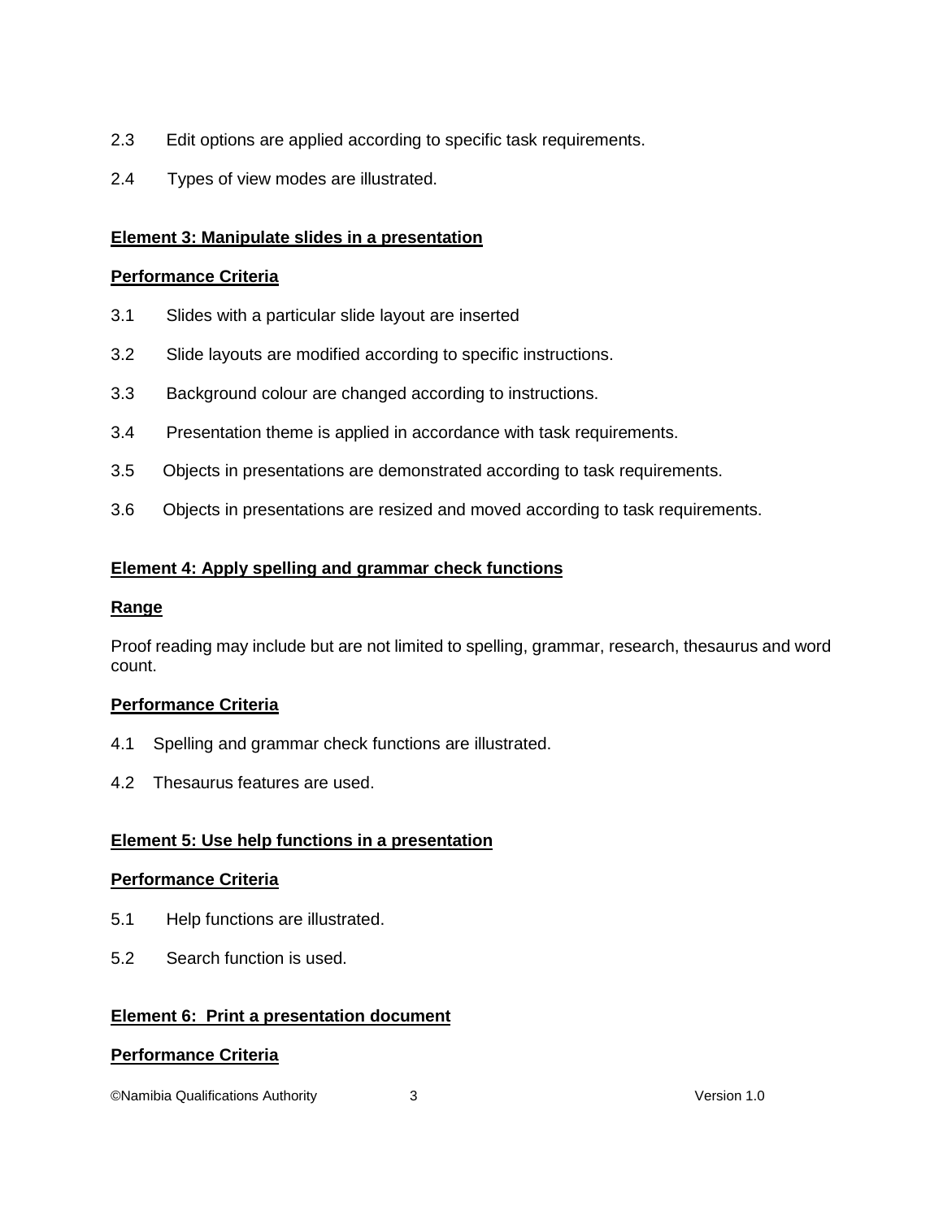2.3 Edit options are applied according to specific task requirements.

2.4 Types of view modes are illustrated.

**Element 3: Manipulate slides in a presentation**

**Performance Criteria**

3.1 Slides with a particular slide layout are inserted

3.2 Slide layouts are modified according to specific instructions.

3.3 Background colour are changed according to instructions.

3.4 Presentation theme is applied in accordance with task requirements.

3.5 Objects in presentations are demonstrated according to task requirements.

3.6 Objects in presentations are resized and moved according to task requirements.

**Element 4: Apply spelling and grammar check functions**

**Range**

Proof reading may include but are not limited to spelling, grammar, research, thesaurus and word count.

**Performance Criteria**

4.1 Spelling and grammar check functions are illustrated.

4.2 Thesaurus features are used.

**Element 5: Use help functions in a presentation**

**Performance Criteria**

5.1 Help functions are illustrated.

5.2 Search function is used.

**Element 6: Print a presentation document**

**Performance Criteria**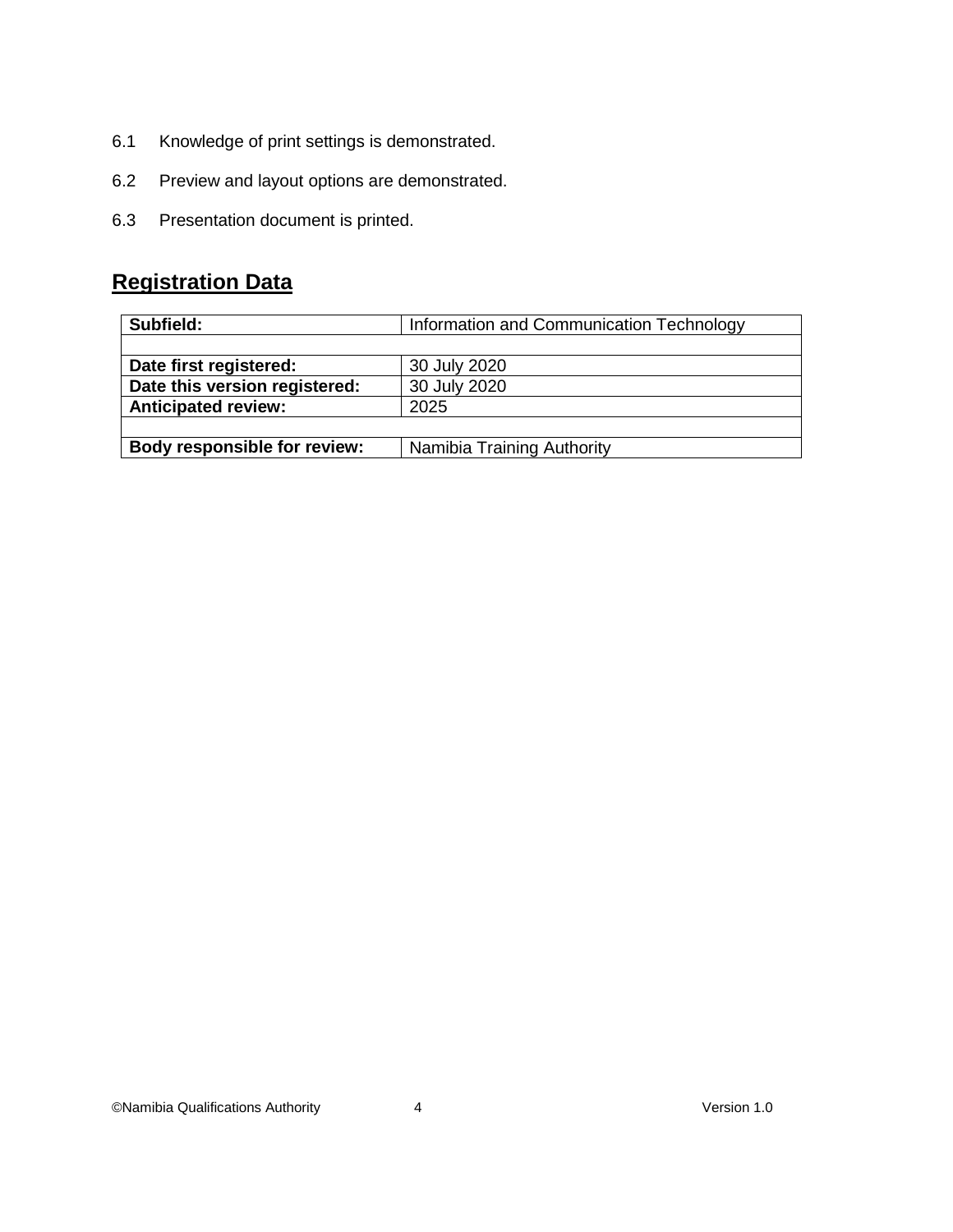6.1 Knowledge of print settings is demonstrated.

6.2 Preview and layout options are demonstrated.

6.3 Presentation document is printed.

## Registration Data

| | |
|---|---|
| **Subfield:** | Information and Communication Technology |
| | |
| **Date first registered:** | 30 July 2020 |
| **Date this version registered:** | 30 July 2020 |
| **Anticipated review:** | 2025 |
| | |
| **Body responsible for review:** | Namibia Training Authority |